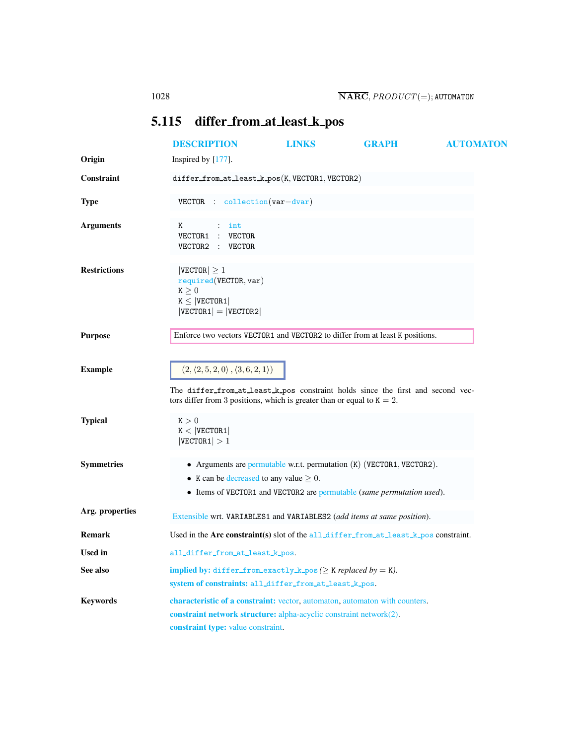## 5.115 differ_from_at_least_k_pos

DESCRIPTION LINKS GRAPH AUTOMATON

**Origin**

Inspired by [177].

**Constraint**

differ_from_at_least_k_pos(K, VECTOR1, VECTOR2)

**Type**

VECTOR : collection(var−dvar)

**Arguments**

K : int
VECTOR1 : VECTOR
VECTOR2 : VECTOR

**Restrictions**

$|\text{VECTOR}| \geq 1$
required(VECTOR, var)
$\text{K} \geq 0$
$\text{K} \leq |\text{VECTOR1}|$
$|\text{VECTOR1}| = |\text{VECTOR2}|$

**Purpose**

Enforce two vectors VECTOR1 and VECTOR2 to differ from at least K positions.

**Example**

$(2, \langle 2, 5, 2, 0 \rangle, \langle 3, 6, 2, 1 \rangle)$

The differ_from_at_least_k_pos constraint holds since the first and second vectors differ from 3 positions, which is greater than or equal to $\text{K} = 2$.

**Typical**

$\text{K} > 0$
$\text{K} < |\text{VECTOR1}|$
$|\text{VECTOR1}| > 1$

**Symmetries**

- Arguments are permutable w.r.t. permutation (K) (VECTOR1, VECTOR2).
- K can be decreased to any value $\geq 0$.
- Items of VECTOR1 and VECTOR2 are permutable (*same permutation used*).

**Arg. properties**

Extensible wrt. VARIABLES1 and VARIABLES2 (*add items at same position*).

**Remark**

Used in the **Arc constraint(s)** slot of the all_differ_from_at_least_k_pos constraint.

**Used in**

all_differ_from_at_least_k_pos.

**See also**

**implied by:** differ_from_exactly_k_pos ($\geq$ K *replaced by* $=$ K).
**system of constraints:** all_differ_from_at_least_k_pos.

**Keywords**

**characteristic of a constraint:** vector, automaton, automaton with counters.
**constraint network structure:** alpha-acyclic constraint network(2).
**constraint type:** value constraint.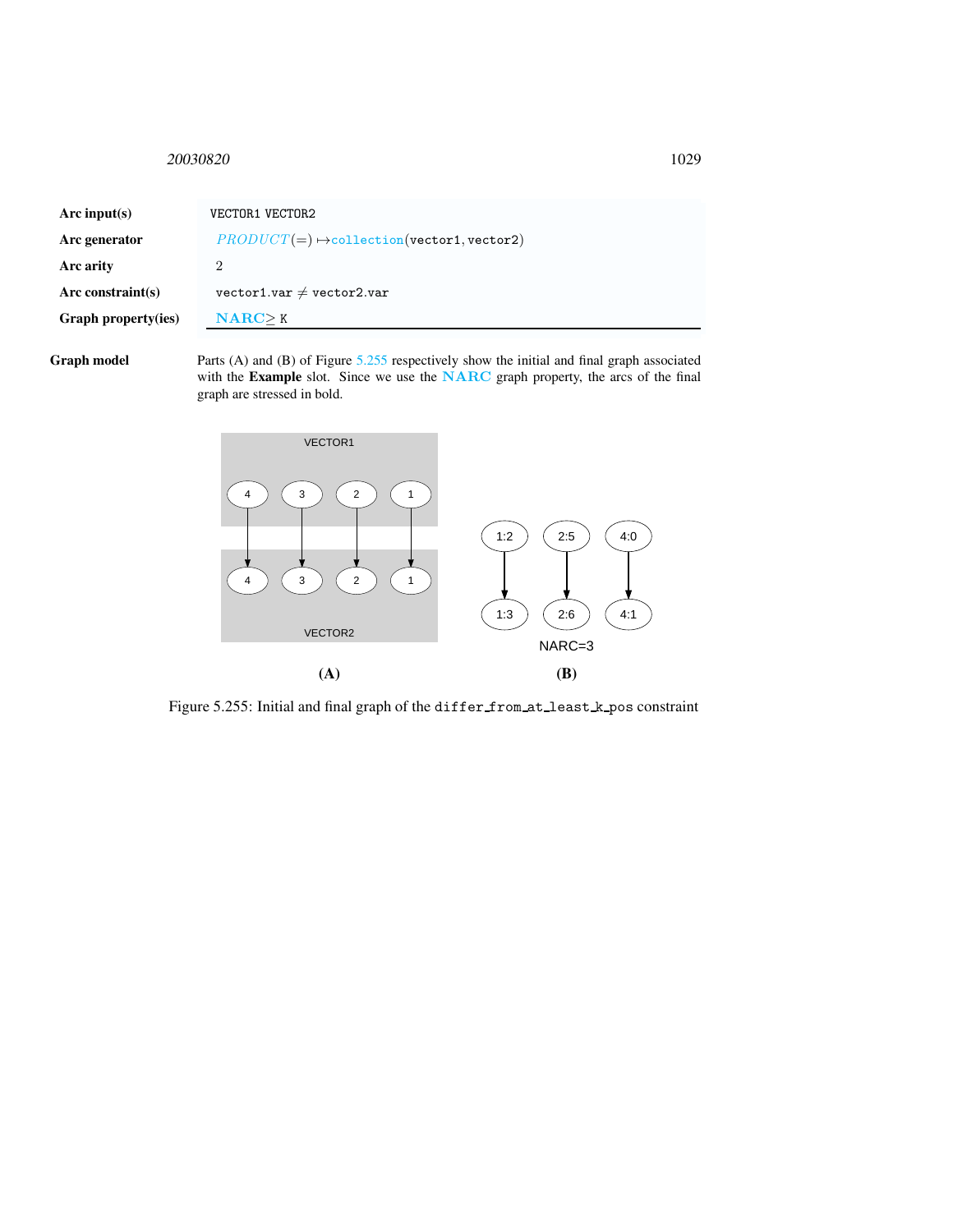| | |
|---|---|
| **Arc input(s)** | VECTOR1 VECTOR2 |
| **Arc generator** | $PRODUCT(=) \mapsto$ collection(vector1, vector2) |
| **Arc arity** | 2 |
| **Arc constraint(s)** | vector1.var $\neq$ vector2.var |
| **Graph property(ies)** | **NARC** $\geq$ K |

**Graph model** Parts (A) and (B) of Figure 5.255 respectively show the initial and final graph associated with the **Example** slot. Since we use the **NARC** graph property, the arcs of the final graph are stressed in bold.

Figure 5.255: Initial and final graph of the differ_from_at_least_k_pos constraint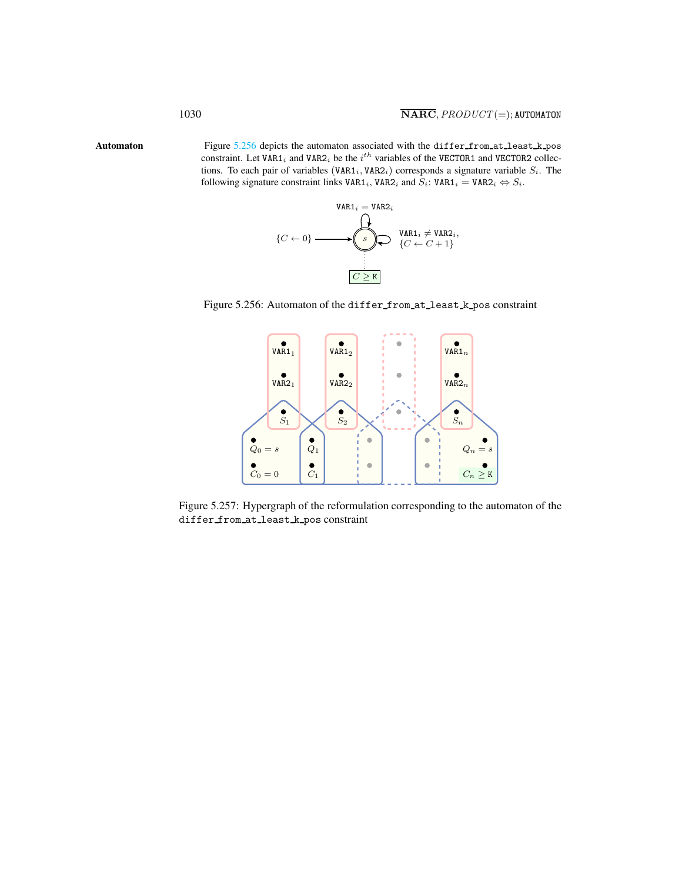**Automaton** Figure 5.256 depicts the automaton associated with the `differ_from_at_least_k_pos` constraint. Let $\texttt{VAR1}_i$ and $\texttt{VAR2}_i$ be the $i^{th}$ variables of the `VECTOR1` and `VECTOR2` collections. To each pair of variables $(\texttt{VAR1}_i, \texttt{VAR2}_i)$ corresponds a signature variable $S_i$. The following signature constraint links $\texttt{VAR1}_i$, $\texttt{VAR2}_i$ and $S_i$: $\texttt{VAR1}_i = \texttt{VAR2}_i \Leftrightarrow S_i$.

Figure 5.256: Automaton of the `differ_from_at_least_k_pos` constraint

Figure 5.257: Hypergraph of the reformulation corresponding to the automaton of the `differ_from_at_least_k_pos` constraint